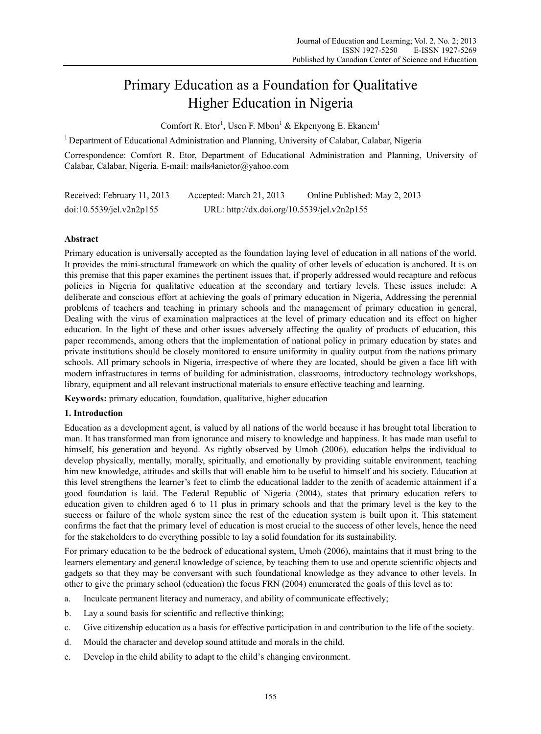# Primary Education as a Foundation for Qualitative Higher Education in Nigeria

Comfort R. Etor[1], Usen F. Mbon[1] & Ekpenyong E. Ekanem[1]

[1] Department of Educational Administration and Planning, University of Calabar, Calabar, Nigeria

Correspondence: Comfort R. Etor, Department of Educational Administration and Planning, University of Calabar, Calabar, Nigeria. E-mail: mails4anietor@yahoo.com

Received: February 11, 2013 Accepted: March 21, 2013 Online Published: May 2, 2013

doi:10.5539/jel.v2n2p155 URL: http://dx.doi.org/10.5539/jel.v2n2p155

## Abstract

Primary education is universally accepted as the foundation laying level of education in all nations of the world. It provides the mini-structural framework on which the quality of other levels of education is anchored. It is on this premise that this paper examines the pertinent issues that, if properly addressed would recapture and refocus policies in Nigeria for qualitative education at the secondary and tertiary levels. These issues include: A deliberate and conscious effort at achieving the goals of primary education in Nigeria, Addressing the perennial problems of teachers and teaching in primary schools and the management of primary education in general, Dealing with the virus of examination malpractices at the level of primary education and its effect on higher education. In the light of these and other issues adversely affecting the quality of products of education, this paper recommends, among others that the implementation of national policy in primary education by states and private institutions should be closely monitored to ensure uniformity in quality output from the nations primary schools. All primary schools in Nigeria, irrespective of where they are located, should be given a face lift with modern infrastructures in terms of building for administration, classrooms, introductory technology workshops, library, equipment and all relevant instructional materials to ensure effective teaching and learning.

**Keywords:** primary education, foundation, qualitative, higher education

## 1. Introduction

Education as a development agent, is valued by all nations of the world because it has brought total liberation to man. It has transformed man from ignorance and misery to knowledge and happiness. It has made man useful to himself, his generation and beyond. As rightly observed by Umoh (2006), education helps the individual to develop physically, mentally, morally, spiritually, and emotionally by providing suitable environment, teaching him new knowledge, attitudes and skills that will enable him to be useful to himself and his society. Education at this level strengthens the learner's feet to climb the educational ladder to the zenith of academic attainment if a good foundation is laid. The Federal Republic of Nigeria (2004), states that primary education refers to education given to children aged 6 to 11 plus in primary schools and that the primary level is the key to the success or failure of the whole system since the rest of the education system is built upon it. This statement confirms the fact that the primary level of education is most crucial to the success of other levels, hence the need for the stakeholders to do everything possible to lay a solid foundation for its sustainability.

For primary education to be the bedrock of educational system, Umoh (2006), maintains that it must bring to the learners elementary and general knowledge of science, by teaching them to use and operate scientific objects and gadgets so that they may be conversant with such foundational knowledge as they advance to other levels. In other to give the primary school (education) the focus FRN (2004) enumerated the goals of this level as to:

a. Inculcate permanent literacy and numeracy, and ability of communicate effectively;

b. Lay a sound basis for scientific and reflective thinking;

c. Give citizenship education as a basis for effective participation in and contribution to the life of the society.

d. Mould the character and develop sound attitude and morals in the child.

e. Develop in the child ability to adapt to the child's changing environment.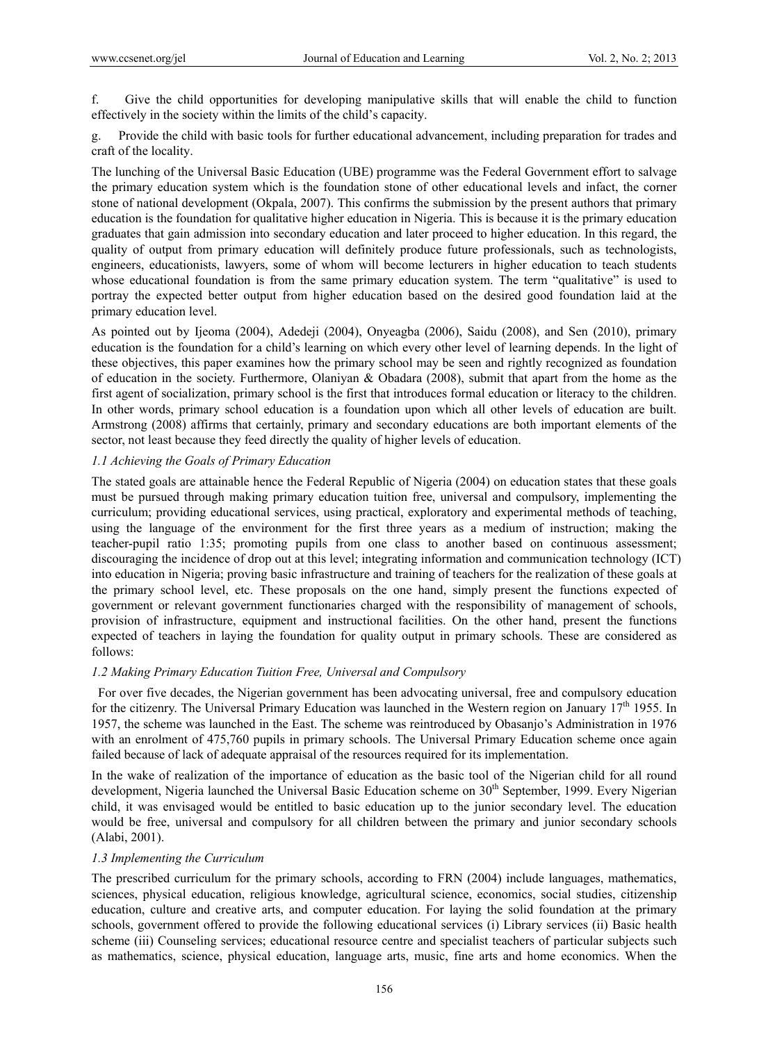f. Give the child opportunities for developing manipulative skills that will enable the child to function effectively in the society within the limits of the child's capacity.

g. Provide the child with basic tools for further educational advancement, including preparation for trades and craft of the locality.

The lunching of the Universal Basic Education (UBE) programme was the Federal Government effort to salvage the primary education system which is the foundation stone of other educational levels and infact, the corner stone of national development (Okpala, 2007). This confirms the submission by the present authors that primary education is the foundation for qualitative higher education in Nigeria. This is because it is the primary education graduates that gain admission into secondary education and later proceed to higher education. In this regard, the quality of output from primary education will definitely produce future professionals, such as technologists, engineers, educationists, lawyers, some of whom will become lecturers in higher education to teach students whose educational foundation is from the same primary education system. The term "qualitative" is used to portray the expected better output from higher education based on the desired good foundation laid at the primary education level.

As pointed out by Ijeoma (2004), Adedeji (2004), Onyeagba (2006), Saidu (2008), and Sen (2010), primary education is the foundation for a child's learning on which every other level of learning depends. In the light of these objectives, this paper examines how the primary school may be seen and rightly recognized as foundation of education in the society. Furthermore, Olaniyan & Obadara (2008), submit that apart from the home as the first agent of socialization, primary school is the first that introduces formal education or literacy to the children. In other words, primary school education is a foundation upon which all other levels of education are built. Armstrong (2008) affirms that certainly, primary and secondary educations are both important elements of the sector, not least because they feed directly the quality of higher levels of education.

### *1.1 Achieving the Goals of Primary Education*

The stated goals are attainable hence the Federal Republic of Nigeria (2004) on education states that these goals must be pursued through making primary education tuition free, universal and compulsory, implementing the curriculum; providing educational services, using practical, exploratory and experimental methods of teaching, using the language of the environment for the first three years as a medium of instruction; making the teacher-pupil ratio 1:35; promoting pupils from one class to another based on continuous assessment; discouraging the incidence of drop out at this level; integrating information and communication technology (ICT) into education in Nigeria; proving basic infrastructure and training of teachers for the realization of these goals at the primary school level, etc. These proposals on the one hand, simply present the functions expected of government or relevant government functionaries charged with the responsibility of management of schools, provision of infrastructure, equipment and instructional facilities. On the other hand, present the functions expected of teachers in laying the foundation for quality output in primary schools. These are considered as follows:

### *1.2 Making Primary Education Tuition Free, Universal and Compulsory*

For over five decades, the Nigerian government has been advocating universal, free and compulsory education for the citizenry. The Universal Primary Education was launched in the Western region on January 17th 1955. In 1957, the scheme was launched in the East. The scheme was reintroduced by Obasanjo's Administration in 1976 with an enrolment of 475,760 pupils in primary schools. The Universal Primary Education scheme once again failed because of lack of adequate appraisal of the resources required for its implementation.

In the wake of realization of the importance of education as the basic tool of the Nigerian child for all round development, Nigeria launched the Universal Basic Education scheme on 30th September, 1999. Every Nigerian child, it was envisaged would be entitled to basic education up to the junior secondary level. The education would be free, universal and compulsory for all children between the primary and junior secondary schools (Alabi, 2001).

### *1.3 Implementing the Curriculum*

The prescribed curriculum for the primary schools, according to FRN (2004) include languages, mathematics, sciences, physical education, religious knowledge, agricultural science, economics, social studies, citizenship education, culture and creative arts, and computer education. For laying the solid foundation at the primary schools, government offered to provide the following educational services (i) Library services (ii) Basic health scheme (iii) Counseling services; educational resource centre and specialist teachers of particular subjects such as mathematics, science, physical education, language arts, music, fine arts and home economics. When the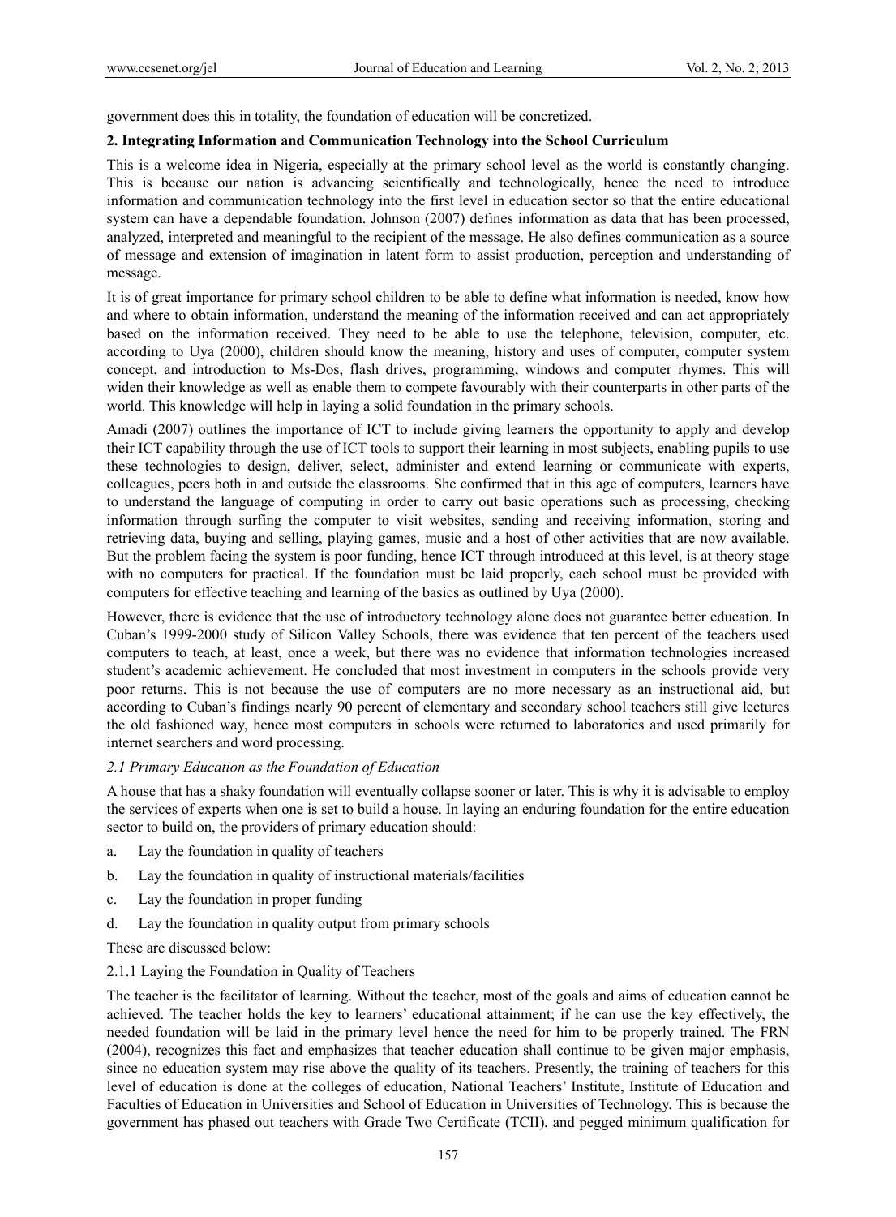government does this in totality, the foundation of education will be concretized.

## 2. Integrating Information and Communication Technology into the School Curriculum

This is a welcome idea in Nigeria, especially at the primary school level as the world is constantly changing. This is because our nation is advancing scientifically and technologically, hence the need to introduce information and communication technology into the first level in education sector so that the entire educational system can have a dependable foundation. Johnson (2007) defines information as data that has been processed, analyzed, interpreted and meaningful to the recipient of the message. He also defines communication as a source of message and extension of imagination in latent form to assist production, perception and understanding of message.

It is of great importance for primary school children to be able to define what information is needed, know how and where to obtain information, understand the meaning of the information received and can act appropriately based on the information received. They need to be able to use the telephone, television, computer, etc. according to Uya (2000), children should know the meaning, history and uses of computer, computer system concept, and introduction to Ms-Dos, flash drives, programming, windows and computer rhymes. This will widen their knowledge as well as enable them to compete favourably with their counterparts in other parts of the world. This knowledge will help in laying a solid foundation in the primary schools.

Amadi (2007) outlines the importance of ICT to include giving learners the opportunity to apply and develop their ICT capability through the use of ICT tools to support their learning in most subjects, enabling pupils to use these technologies to design, deliver, select, administer and extend learning or communicate with experts, colleagues, peers both in and outside the classrooms. She confirmed that in this age of computers, learners have to understand the language of computing in order to carry out basic operations such as processing, checking information through surfing the computer to visit websites, sending and receiving information, storing and retrieving data, buying and selling, playing games, music and a host of other activities that are now available. But the problem facing the system is poor funding, hence ICT through introduced at this level, is at theory stage with no computers for practical. If the foundation must be laid properly, each school must be provided with computers for effective teaching and learning of the basics as outlined by Uya (2000).

However, there is evidence that the use of introductory technology alone does not guarantee better education. In Cuban's 1999-2000 study of Silicon Valley Schools, there was evidence that ten percent of the teachers used computers to teach, at least, once a week, but there was no evidence that information technologies increased student's academic achievement. He concluded that most investment in computers in the schools provide very poor returns. This is not because the use of computers are no more necessary as an instructional aid, but according to Cuban's findings nearly 90 percent of elementary and secondary school teachers still give lectures the old fashioned way, hence most computers in schools were returned to laboratories and used primarily for internet searchers and word processing.

### *2.1 Primary Education as the Foundation of Education*

A house that has a shaky foundation will eventually collapse sooner or later. This is why it is advisable to employ the services of experts when one is set to build a house. In laying an enduring foundation for the entire education sector to build on, the providers of primary education should:

a. Lay the foundation in quality of teachers

b. Lay the foundation in quality of instructional materials/facilities

c. Lay the foundation in proper funding

d. Lay the foundation in quality output from primary schools

These are discussed below:

#### 2.1.1 Laying the Foundation in Quality of Teachers

The teacher is the facilitator of learning. Without the teacher, most of the goals and aims of education cannot be achieved. The teacher holds the key to learners' educational attainment; if he can use the key effectively, the needed foundation will be laid in the primary level hence the need for him to be properly trained. The FRN (2004), recognizes this fact and emphasizes that teacher education shall continue to be given major emphasis, since no education system may rise above the quality of its teachers. Presently, the training of teachers for this level of education is done at the colleges of education, National Teachers' Institute, Institute of Education and Faculties of Education in Universities and School of Education in Universities of Technology. This is because the government has phased out teachers with Grade Two Certificate (TCII), and pegged minimum qualification for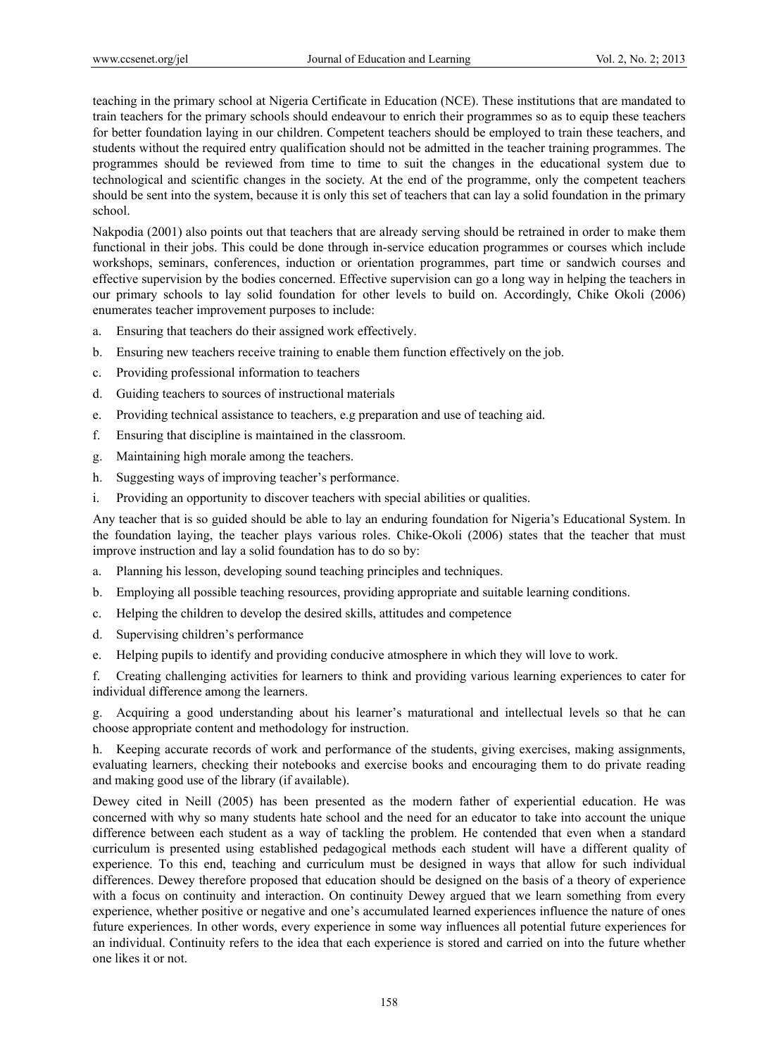teaching in the primary school at Nigeria Certificate in Education (NCE). These institutions that are mandated to train teachers for the primary schools should endeavour to enrich their programmes so as to equip these teachers for better foundation laying in our children. Competent teachers should be employed to train these teachers, and students without the required entry qualification should not be admitted in the teacher training programmes. The programmes should be reviewed from time to time to suit the changes in the educational system due to technological and scientific changes in the society. At the end of the programme, only the competent teachers should be sent into the system, because it is only this set of teachers that can lay a solid foundation in the primary school.

Nakpodia (2001) also points out that teachers that are already serving should be retrained in order to make them functional in their jobs. This could be done through in-service education programmes or courses which include workshops, seminars, conferences, induction or orientation programmes, part time or sandwich courses and effective supervision by the bodies concerned. Effective supervision can go a long way in helping the teachers in our primary schools to lay solid foundation for other levels to build on. Accordingly, Chike Okoli (2006) enumerates teacher improvement purposes to include:

a. Ensuring that teachers do their assigned work effectively.

b. Ensuring new teachers receive training to enable them function effectively on the job.

c. Providing professional information to teachers

d. Guiding teachers to sources of instructional materials

e. Providing technical assistance to teachers, e.g preparation and use of teaching aid.

f. Ensuring that discipline is maintained in the classroom.

g. Maintaining high morale among the teachers.

h. Suggesting ways of improving teacher's performance.

i. Providing an opportunity to discover teachers with special abilities or qualities.

Any teacher that is so guided should be able to lay an enduring foundation for Nigeria's Educational System. In the foundation laying, the teacher plays various roles. Chike-Okoli (2006) states that the teacher that must improve instruction and lay a solid foundation has to do so by:

a. Planning his lesson, developing sound teaching principles and techniques.

b. Employing all possible teaching resources, providing appropriate and suitable learning conditions.

c. Helping the children to develop the desired skills, attitudes and competence

d. Supervising children's performance

e. Helping pupils to identify and providing conducive atmosphere in which they will love to work.

f. Creating challenging activities for learners to think and providing various learning experiences to cater for individual difference among the learners.

g. Acquiring a good understanding about his learner's maturational and intellectual levels so that he can choose appropriate content and methodology for instruction.

h. Keeping accurate records of work and performance of the students, giving exercises, making assignments, evaluating learners, checking their notebooks and exercise books and encouraging them to do private reading and making good use of the library (if available).

Dewey cited in Neill (2005) has been presented as the modern father of experiential education. He was concerned with why so many students hate school and the need for an educator to take into account the unique difference between each student as a way of tackling the problem. He contended that even when a standard curriculum is presented using established pedagogical methods each student will have a different quality of experience. To this end, teaching and curriculum must be designed in ways that allow for such individual differences. Dewey therefore proposed that education should be designed on the basis of a theory of experience with a focus on continuity and interaction. On continuity Dewey argued that we learn something from every experience, whether positive or negative and one's accumulated learned experiences influence the nature of ones future experiences. In other words, every experience in some way influences all potential future experiences for an individual. Continuity refers to the idea that each experience is stored and carried on into the future whether one likes it or not.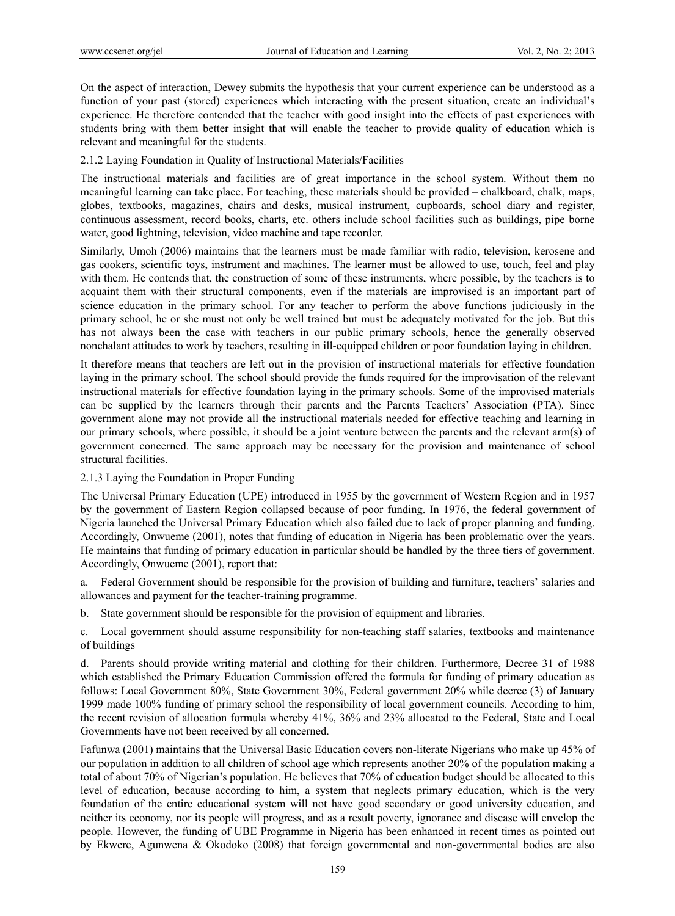On the aspect of interaction, Dewey submits the hypothesis that your current experience can be understood as a function of your past (stored) experiences which interacting with the present situation, create an individual's experience. He therefore contended that the teacher with good insight into the effects of past experiences with students bring with them better insight that will enable the teacher to provide quality of education which is relevant and meaningful for the students.

### 2.1.2 Laying Foundation in Quality of Instructional Materials/Facilities

The instructional materials and facilities are of great importance in the school system. Without them no meaningful learning can take place. For teaching, these materials should be provided – chalkboard, chalk, maps, globes, textbooks, magazines, chairs and desks, musical instrument, cupboards, school diary and register, continuous assessment, record books, charts, etc. others include school facilities such as buildings, pipe borne water, good lightning, television, video machine and tape recorder.

Similarly, Umoh (2006) maintains that the learners must be made familiar with radio, television, kerosene and gas cookers, scientific toys, instrument and machines. The learner must be allowed to use, touch, feel and play with them. He contends that, the construction of some of these instruments, where possible, by the teachers is to acquaint them with their structural components, even if the materials are improvised is an important part of science education in the primary school. For any teacher to perform the above functions judiciously in the primary school, he or she must not only be well trained but must be adequately motivated for the job. But this has not always been the case with teachers in our public primary schools, hence the generally observed nonchalant attitudes to work by teachers, resulting in ill-equipped children or poor foundation laying in children.

It therefore means that teachers are left out in the provision of instructional materials for effective foundation laying in the primary school. The school should provide the funds required for the improvisation of the relevant instructional materials for effective foundation laying in the primary schools. Some of the improvised materials can be supplied by the learners through their parents and the Parents Teachers' Association (PTA). Since government alone may not provide all the instructional materials needed for effective teaching and learning in our primary schools, where possible, it should be a joint venture between the parents and the relevant arm(s) of government concerned. The same approach may be necessary for the provision and maintenance of school structural facilities.

### 2.1.3 Laying the Foundation in Proper Funding

The Universal Primary Education (UPE) introduced in 1955 by the government of Western Region and in 1957 by the government of Eastern Region collapsed because of poor funding. In 1976, the federal government of Nigeria launched the Universal Primary Education which also failed due to lack of proper planning and funding. Accordingly, Onwueme (2001), notes that funding of education in Nigeria has been problematic over the years. He maintains that funding of primary education in particular should be handled by the three tiers of government. Accordingly, Onwueme (2001), report that:

a. Federal Government should be responsible for the provision of building and furniture, teachers' salaries and allowances and payment for the teacher-training programme.

b. State government should be responsible for the provision of equipment and libraries.

c. Local government should assume responsibility for non-teaching staff salaries, textbooks and maintenance of buildings

d. Parents should provide writing material and clothing for their children. Furthermore, Decree 31 of 1988 which established the Primary Education Commission offered the formula for funding of primary education as follows: Local Government 80%, State Government 30%, Federal government 20% while decree (3) of January 1999 made 100% funding of primary school the responsibility of local government councils. According to him, the recent revision of allocation formula whereby 41%, 36% and 23% allocated to the Federal, State and Local Governments have not been received by all concerned.

Fafunwa (2001) maintains that the Universal Basic Education covers non-literate Nigerians who make up 45% of our population in addition to all children of school age which represents another 20% of the population making a total of about 70% of Nigerian's population. He believes that 70% of education budget should be allocated to this level of education, because according to him, a system that neglects primary education, which is the very foundation of the entire educational system will not have good secondary or good university education, and neither its economy, nor its people will progress, and as a result poverty, ignorance and disease will envelop the people. However, the funding of UBE Programme in Nigeria has been enhanced in recent times as pointed out by Ekwere, Agunwena & Okodoko (2008) that foreign governmental and non-governmental bodies are also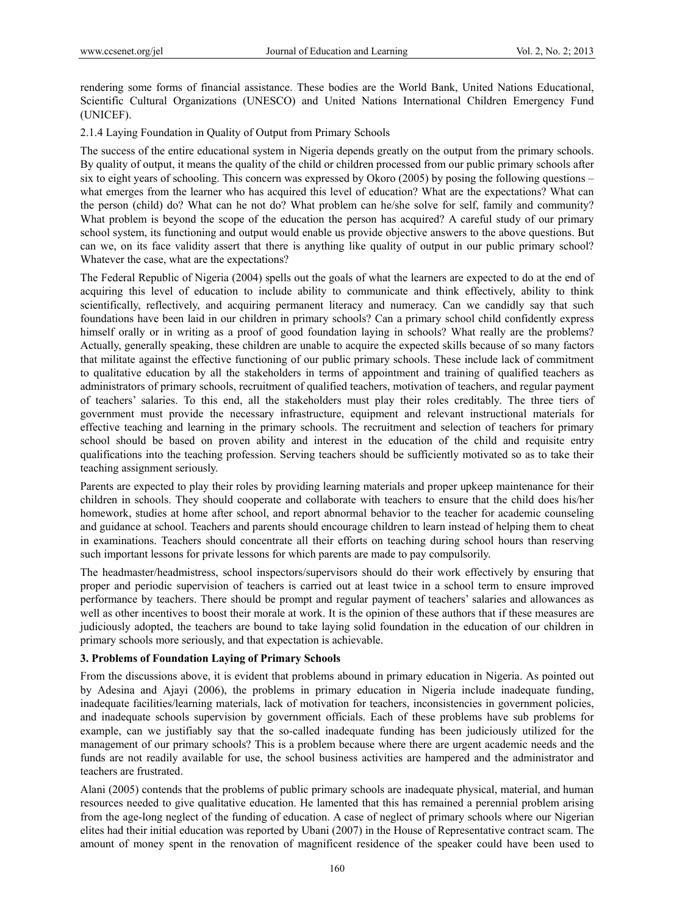rendering some forms of financial assistance. These bodies are the World Bank, United Nations Educational, Scientific Cultural Organizations (UNESCO) and United Nations International Children Emergency Fund (UNICEF).

2.1.4 Laying Foundation in Quality of Output from Primary Schools

The success of the entire educational system in Nigeria depends greatly on the output from the primary schools. By quality of output, it means the quality of the child or children processed from our public primary schools after six to eight years of schooling. This concern was expressed by Okoro (2005) by posing the following questions – what emerges from the learner who has acquired this level of education? What are the expectations? What can the person (child) do? What can he not do? What problem can he/she solve for self, family and community? What problem is beyond the scope of the education the person has acquired? A careful study of our primary school system, its functioning and output would enable us provide objective answers to the above questions. But can we, on its face validity assert that there is anything like quality of output in our public primary school? Whatever the case, what are the expectations?

The Federal Republic of Nigeria (2004) spells out the goals of what the learners are expected to do at the end of acquiring this level of education to include ability to communicate and think effectively, ability to think scientifically, reflectively, and acquiring permanent literacy and numeracy. Can we candidly say that such foundations have been laid in our children in primary schools? Can a primary school child confidently express himself orally or in writing as a proof of good foundation laying in schools? What really are the problems? Actually, generally speaking, these children are unable to acquire the expected skills because of so many factors that militate against the effective functioning of our public primary schools. These include lack of commitment to qualitative education by all the stakeholders in terms of appointment and training of qualified teachers as administrators of primary schools, recruitment of qualified teachers, motivation of teachers, and regular payment of teachers' salaries. To this end, all the stakeholders must play their roles creditably. The three tiers of government must provide the necessary infrastructure, equipment and relevant instructional materials for effective teaching and learning in the primary schools. The recruitment and selection of teachers for primary school should be based on proven ability and interest in the education of the child and requisite entry qualifications into the teaching profession. Serving teachers should be sufficiently motivated so as to take their teaching assignment seriously.

Parents are expected to play their roles by providing learning materials and proper upkeep maintenance for their children in schools. They should cooperate and collaborate with teachers to ensure that the child does his/her homework, studies at home after school, and report abnormal behavior to the teacher for academic counseling and guidance at school. Teachers and parents should encourage children to learn instead of helping them to cheat in examinations. Teachers should concentrate all their efforts on teaching during school hours than reserving such important lessons for private lessons for which parents are made to pay compulsorily.

The headmaster/headmistress, school inspectors/supervisors should do their work effectively by ensuring that proper and periodic supervision of teachers is carried out at least twice in a school term to ensure improved performance by teachers. There should be prompt and regular payment of teachers' salaries and allowances as well as other incentives to boost their morale at work. It is the opinion of these authors that if these measures are judiciously adopted, the teachers are bound to take laying solid foundation in the education of our children in primary schools more seriously, and that expectation is achievable.

## 3. Problems of Foundation Laying of Primary Schools

From the discussions above, it is evident that problems abound in primary education in Nigeria. As pointed out by Adesina and Ajayi (2006), the problems in primary education in Nigeria include inadequate funding, inadequate facilities/learning materials, lack of motivation for teachers, inconsistencies in government policies, and inadequate schools supervision by government officials. Each of these problems have sub problems for example, can we justifiably say that the so-called inadequate funding has been judiciously utilized for the management of our primary schools? This is a problem because where there are urgent academic needs and the funds are not readily available for use, the school business activities are hampered and the administrator and teachers are frustrated.

Alani (2005) contends that the problems of public primary schools are inadequate physical, material, and human resources needed to give qualitative education. He lamented that this has remained a perennial problem arising from the age-long neglect of the funding of education. A case of neglect of primary schools where our Nigerian elites had their initial education was reported by Ubani (2007) in the House of Representative contract scam. The amount of money spent in the renovation of magnificent residence of the speaker could have been used to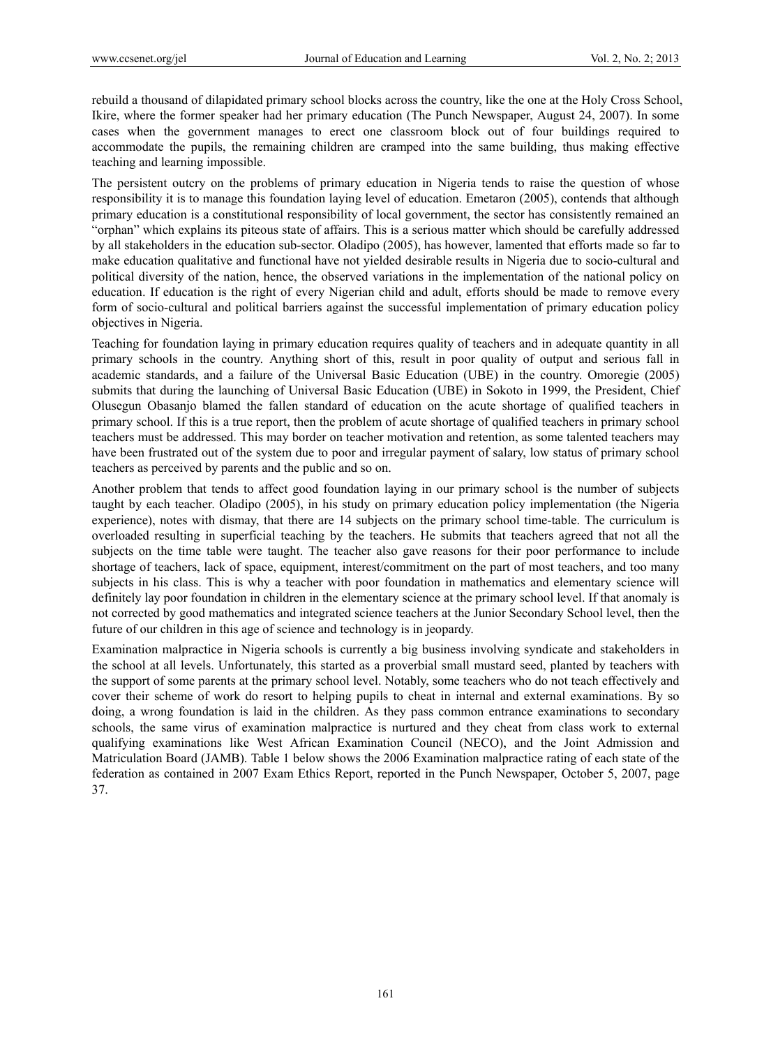rebuild a thousand of dilapidated primary school blocks across the country, like the one at the Holy Cross School, Ikire, where the former speaker had her primary education (The Punch Newspaper, August 24, 2007). In some cases when the government manages to erect one classroom block out of four buildings required to accommodate the pupils, the remaining children are cramped into the same building, thus making effective teaching and learning impossible.

The persistent outcry on the problems of primary education in Nigeria tends to raise the question of whose responsibility it is to manage this foundation laying level of education. Emetaron (2005), contends that although primary education is a constitutional responsibility of local government, the sector has consistently remained an "orphan" which explains its piteous state of affairs. This is a serious matter which should be carefully addressed by all stakeholders in the education sub-sector. Oladipo (2005), has however, lamented that efforts made so far to make education qualitative and functional have not yielded desirable results in Nigeria due to socio-cultural and political diversity of the nation, hence, the observed variations in the implementation of the national policy on education. If education is the right of every Nigerian child and adult, efforts should be made to remove every form of socio-cultural and political barriers against the successful implementation of primary education policy objectives in Nigeria.

Teaching for foundation laying in primary education requires quality of teachers and in adequate quantity in all primary schools in the country. Anything short of this, result in poor quality of output and serious fall in academic standards, and a failure of the Universal Basic Education (UBE) in the country. Omoregie (2005) submits that during the launching of Universal Basic Education (UBE) in Sokoto in 1999, the President, Chief Olusegun Obasanjo blamed the fallen standard of education on the acute shortage of qualified teachers in primary school. If this is a true report, then the problem of acute shortage of qualified teachers in primary school teachers must be addressed. This may border on teacher motivation and retention, as some talented teachers may have been frustrated out of the system due to poor and irregular payment of salary, low status of primary school teachers as perceived by parents and the public and so on.

Another problem that tends to affect good foundation laying in our primary school is the number of subjects taught by each teacher. Oladipo (2005), in his study on primary education policy implementation (the Nigeria experience), notes with dismay, that there are 14 subjects on the primary school time-table. The curriculum is overloaded resulting in superficial teaching by the teachers. He submits that teachers agreed that not all the subjects on the time table were taught. The teacher also gave reasons for their poor performance to include shortage of teachers, lack of space, equipment, interest/commitment on the part of most teachers, and too many subjects in his class. This is why a teacher with poor foundation in mathematics and elementary science will definitely lay poor foundation in children in the elementary science at the primary school level. If that anomaly is not corrected by good mathematics and integrated science teachers at the Junior Secondary School level, then the future of our children in this age of science and technology is in jeopardy.

Examination malpractice in Nigeria schools is currently a big business involving syndicate and stakeholders in the school at all levels. Unfortunately, this started as a proverbial small mustard seed, planted by teachers with the support of some parents at the primary school level. Notably, some teachers who do not teach effectively and cover their scheme of work do resort to helping pupils to cheat in internal and external examinations. By so doing, a wrong foundation is laid in the children. As they pass common entrance examinations to secondary schools, the same virus of examination malpractice is nurtured and they cheat from class work to external qualifying examinations like West African Examination Council (NECO), and the Joint Admission and Matriculation Board (JAMB). Table 1 below shows the 2006 Examination malpractice rating of each state of the federation as contained in 2007 Exam Ethics Report, reported in the Punch Newspaper, October 5, 2007, page 37.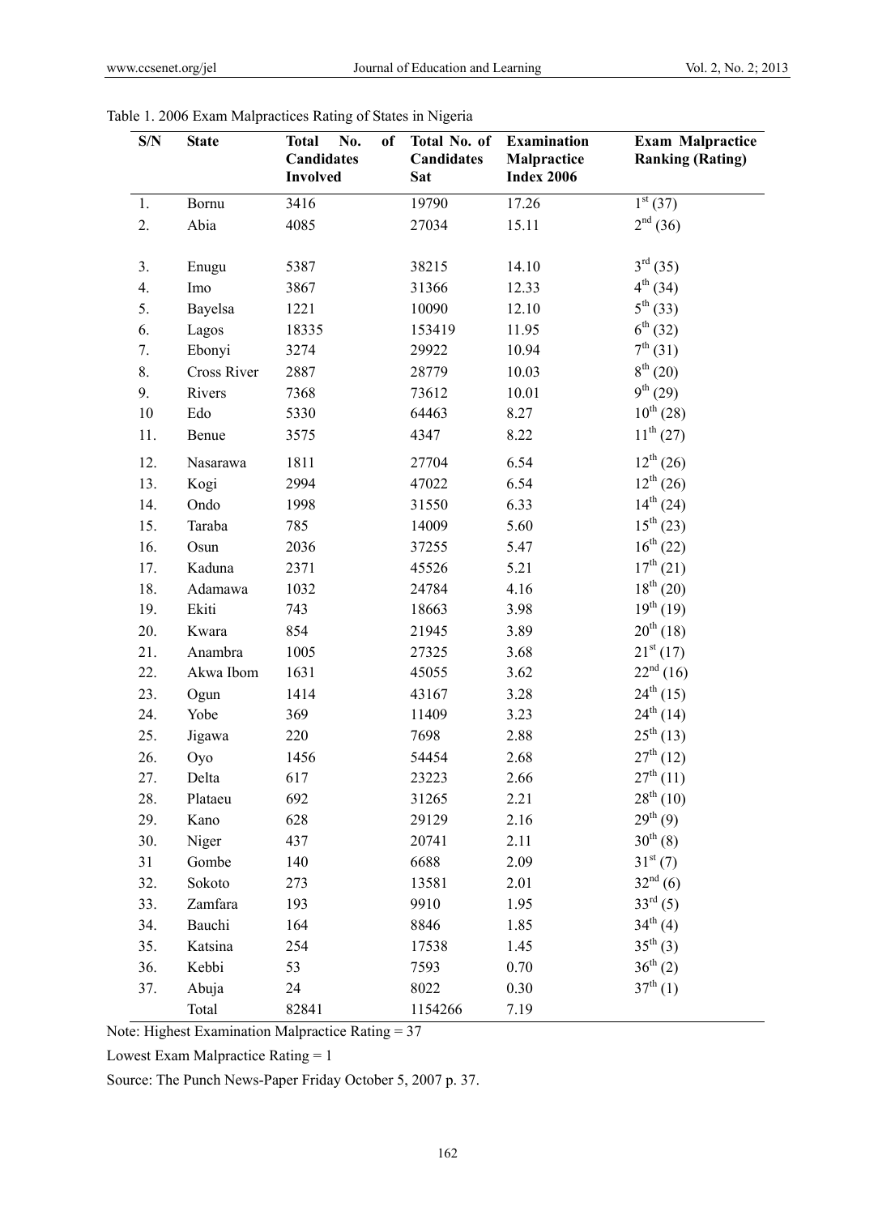Table 1. 2006 Exam Malpractices Rating of States in Nigeria

| S/N | State | Total No. of Candidates Involved | Total No. of Candidates Sat | Examination Malpractice Index 2006 | Exam Malpractice Ranking (Rating) |
|---|---|---|---|---|---|
| 1. | Bornu | 3416 | 19790 | 17.26 | 1st (37) |
| 2. | Abia | 4085 | 27034 | 15.11 | 2nd (36) |
| 3. | Enugu | 5387 | 38215 | 14.10 | 3rd (35) |
| 4. | Imo | 3867 | 31366 | 12.33 | 4th (34) |
| 5. | Bayelsa | 1221 | 10090 | 12.10 | 5th (33) |
| 6. | Lagos | 18335 | 153419 | 11.95 | 6th (32) |
| 7. | Ebonyi | 3274 | 29922 | 10.94 | 7th (31) |
| 8. | Cross River | 2887 | 28779 | 10.03 | 8th (20) |
| 9. | Rivers | 7368 | 73612 | 10.01 | 9th (29) |
| 10 | Edo | 5330 | 64463 | 8.27 | 10th (28) |
| 11. | Benue | 3575 | 4347 | 8.22 | 11th (27) |
| 12. | Nasarawa | 1811 | 27704 | 6.54 | 12th (26) |
| 13. | Kogi | 2994 | 47022 | 6.54 | 12th (26) |
| 14. | Ondo | 1998 | 31550 | 6.33 | 14th (24) |
| 15. | Taraba | 785 | 14009 | 5.60 | 15th (23) |
| 16. | Osun | 2036 | 37255 | 5.47 | 16th (22) |
| 17. | Kaduna | 2371 | 45526 | 5.21 | 17th (21) |
| 18. | Adamawa | 1032 | 24784 | 4.16 | 18th (20) |
| 19. | Ekiti | 743 | 18663 | 3.98 | 19th (19) |
| 20. | Kwara | 854 | 21945 | 3.89 | 20th (18) |
| 21. | Anambra | 1005 | 27325 | 3.68 | 21st (17) |
| 22. | Akwa Ibom | 1631 | 45055 | 3.62 | 22nd (16) |
| 23. | Ogun | 1414 | 43167 | 3.28 | 24th (15) |
| 24. | Yobe | 369 | 11409 | 3.23 | 24th (14) |
| 25. | Jigawa | 220 | 7698 | 2.88 | 25th (13) |
| 26. | Oyo | 1456 | 54454 | 2.68 | 27th (12) |
| 27. | Delta | 617 | 23223 | 2.66 | 27th (11) |
| 28. | Plataeu | 692 | 31265 | 2.21 | 28th (10) |
| 29. | Kano | 628 | 29129 | 2.16 | 29th (9) |
| 30. | Niger | 437 | 20741 | 2.11 | 30th (8) |
| 31 | Gombe | 140 | 6688 | 2.09 | 31st (7) |
| 32. | Sokoto | 273 | 13581 | 2.01 | 32nd (6) |
| 33. | Zamfara | 193 | 9910 | 1.95 | 33rd (5) |
| 34. | Bauchi | 164 | 8846 | 1.85 | 34th (4) |
| 35. | Katsina | 254 | 17538 | 1.45 | 35th (3) |
| 36. | Kebbi | 53 | 7593 | 0.70 | 36th (2) |
| 37. | Abuja | 24 | 8022 | 0.30 | 37th (1) |
| | Total | 82841 | 1154266 | 7.19 | |

Note: Highest Examination Malpractice Rating = 37

Lowest Exam Malpractice Rating = 1

Source: The Punch News-Paper Friday October 5, 2007 p. 37.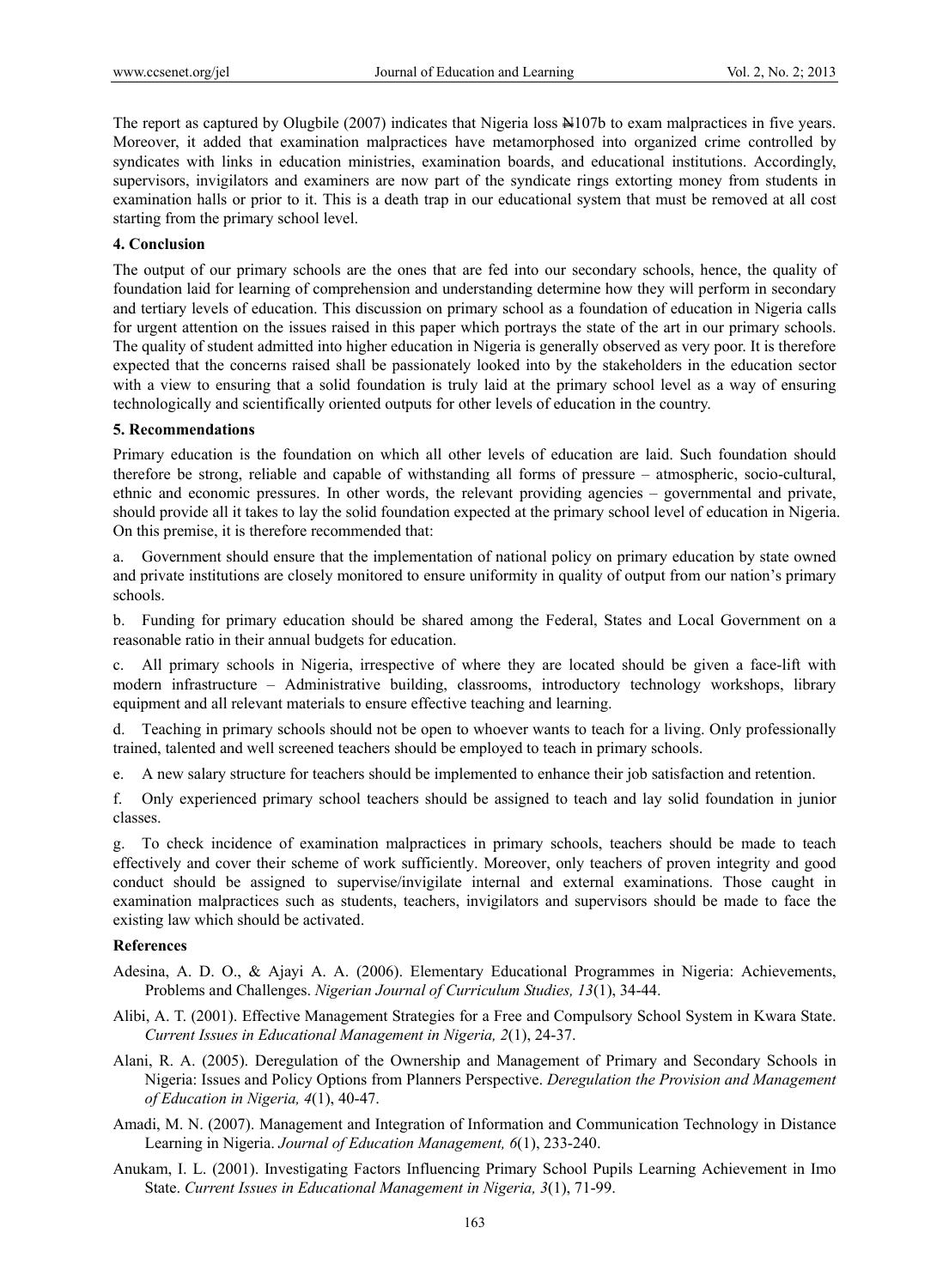The report as captured by Olugbile (2007) indicates that Nigeria loss ₦107b to exam malpractices in five years. Moreover, it added that examination malpractices have metamorphosed into organized crime controlled by syndicates with links in education ministries, examination boards, and educational institutions. Accordingly, supervisors, invigilators and examiners are now part of the syndicate rings extorting money from students in examination halls or prior to it. This is a death trap in our educational system that must be removed at all cost starting from the primary school level.

## 4. Conclusion

The output of our primary schools are the ones that are fed into our secondary schools, hence, the quality of foundation laid for learning of comprehension and understanding determine how they will perform in secondary and tertiary levels of education. This discussion on primary school as a foundation of education in Nigeria calls for urgent attention on the issues raised in this paper which portrays the state of the art in our primary schools. The quality of student admitted into higher education in Nigeria is generally observed as very poor. It is therefore expected that the concerns raised shall be passionately looked into by the stakeholders in the education sector with a view to ensuring that a solid foundation is truly laid at the primary school level as a way of ensuring technologically and scientifically oriented outputs for other levels of education in the country.

## 5. Recommendations

Primary education is the foundation on which all other levels of education are laid. Such foundation should therefore be strong, reliable and capable of withstanding all forms of pressure – atmospheric, socio-cultural, ethnic and economic pressures. In other words, the relevant providing agencies – governmental and private, should provide all it takes to lay the solid foundation expected at the primary school level of education in Nigeria. On this premise, it is therefore recommended that:

a. Government should ensure that the implementation of national policy on primary education by state owned and private institutions are closely monitored to ensure uniformity in quality of output from our nation's primary schools.

b. Funding for primary education should be shared among the Federal, States and Local Government on a reasonable ratio in their annual budgets for education.

c. All primary schools in Nigeria, irrespective of where they are located should be given a face-lift with modern infrastructure – Administrative building, classrooms, introductory technology workshops, library equipment and all relevant materials to ensure effective teaching and learning.

d. Teaching in primary schools should not be open to whoever wants to teach for a living. Only professionally trained, talented and well screened teachers should be employed to teach in primary schools.

e. A new salary structure for teachers should be implemented to enhance their job satisfaction and retention.

f. Only experienced primary school teachers should be assigned to teach and lay solid foundation in junior classes.

g. To check incidence of examination malpractices in primary schools, teachers should be made to teach effectively and cover their scheme of work sufficiently. Moreover, only teachers of proven integrity and good conduct should be assigned to supervise/invigilate internal and external examinations. Those caught in examination malpractices such as students, teachers, invigilators and supervisors should be made to face the existing law which should be activated.

## References

Adesina, A. D. O., & Ajayi A. A. (2006). Elementary Educational Programmes in Nigeria: Achievements, Problems and Challenges. *Nigerian Journal of Curriculum Studies, 13*(1), 34-44.

Alibi, A. T. (2001). Effective Management Strategies for a Free and Compulsory School System in Kwara State. *Current Issues in Educational Management in Nigeria, 2*(1), 24-37.

Alani, R. A. (2005). Deregulation of the Ownership and Management of Primary and Secondary Schools in Nigeria: Issues and Policy Options from Planners Perspective. *Deregulation the Provision and Management of Education in Nigeria, 4*(1), 40-47.

Amadi, M. N. (2007). Management and Integration of Information and Communication Technology in Distance Learning in Nigeria. *Journal of Education Management, 6*(1), 233-240.

Anukam, I. L. (2001). Investigating Factors Influencing Primary School Pupils Learning Achievement in Imo State. *Current Issues in Educational Management in Nigeria, 3*(1), 71-99.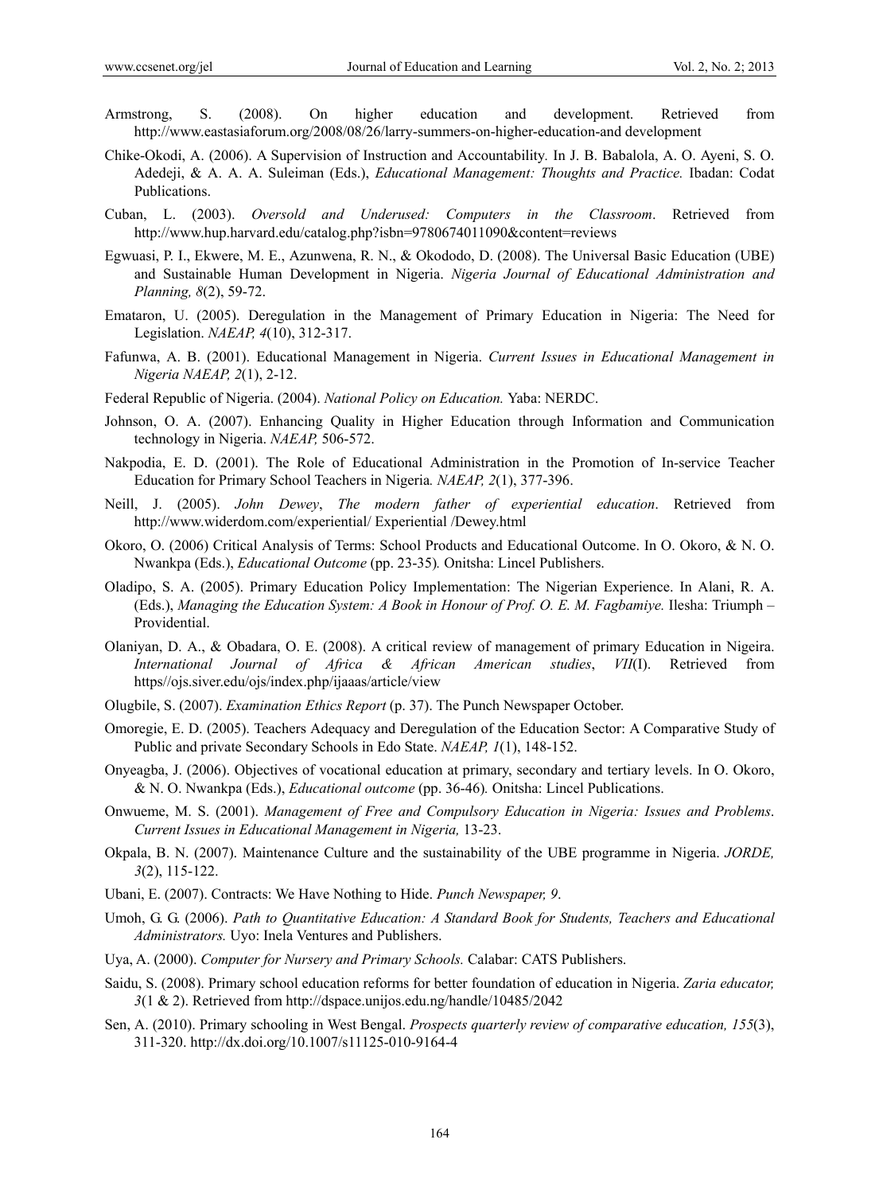Armstrong, S. (2008). On higher education and development. Retrieved from http://www.eastasiaforum.org/2008/08/26/larry-summers-on-higher-education-and development

Chike-Okodi, A. (2006). A Supervision of Instruction and Accountability. In J. B. Babalola, A. O. Ayeni, S. O. Adedeji, & A. A. A. Suleiman (Eds.), *Educational Management: Thoughts and Practice.* Ibadan: Codat Publications.

Cuban, L. (2003). *Oversold and Underused: Computers in the Classroom*. Retrieved from http://www.hup.harvard.edu/catalog.php?isbn=9780674011090&content=reviews

Egwuasi, P. I., Ekwere, M. E., Azunwena, R. N., & Okododo, D. (2008). The Universal Basic Education (UBE) and Sustainable Human Development in Nigeria. *Nigeria Journal of Educational Administration and Planning, 8*(2), 59-72.

Emataron, U. (2005). Deregulation in the Management of Primary Education in Nigeria: The Need for Legislation. *NAEAP, 4*(10), 312-317.

Fafunwa, A. B. (2001). Educational Management in Nigeria. *Current Issues in Educational Management in Nigeria NAEAP, 2*(1), 2-12.

Federal Republic of Nigeria. (2004). *National Policy on Education.* Yaba: NERDC.

Johnson, O. A. (2007). Enhancing Quality in Higher Education through Information and Communication technology in Nigeria. *NAEAP,* 506-572.

Nakpodia, E. D. (2001). The Role of Educational Administration in the Promotion of In-service Teacher Education for Primary School Teachers in Nigeria*. NAEAP, 2*(1), 377-396.

Neill, J. (2005). *John Dewey*, *The modern father of experiential education*. Retrieved from http://www.widerdom.com/experiential/ Experiential /Dewey.html

Okoro, O. (2006) Critical Analysis of Terms: School Products and Educational Outcome. In O. Okoro, & N. O. Nwankpa (Eds.), *Educational Outcome* (pp. 23-35)*.* Onitsha: Lincel Publishers.

Oladipo, S. A. (2005). Primary Education Policy Implementation: The Nigerian Experience. In Alani, R. A. (Eds.), *Managing the Education System: A Book in Honour of Prof. O. E. M. Fagbamiye.* Ilesha: Triumph – Providential.

Olaniyan, D. A., & Obadara, O. E. (2008). A critical review of management of primary Education in Nigeira. *International Journal of Africa & African American studies*, *VII*(I). Retrieved from https//ojs.siver.edu/ojs/index.php/ijaaas/article/view

Olugbile, S. (2007). *Examination Ethics Report* (p. 37). The Punch Newspaper October.

Omoregie, E. D. (2005). Teachers Adequacy and Deregulation of the Education Sector: A Comparative Study of Public and private Secondary Schools in Edo State. *NAEAP, 1*(1), 148-152.

Onyeagba, J. (2006). Objectives of vocational education at primary, secondary and tertiary levels. In O. Okoro, & N. O. Nwankpa (Eds.), *Educational outcome* (pp. 36-46)*.* Onitsha: Lincel Publications.

Onwueme, M. S. (2001). *Management of Free and Compulsory Education in Nigeria: Issues and Problems*. *Current Issues in Educational Management in Nigeria,* 13-23.

Okpala, B. N. (2007). Maintenance Culture and the sustainability of the UBE programme in Nigeria. *JORDE, 3*(2), 115-122.

Ubani, E. (2007). Contracts: We Have Nothing to Hide. *Punch Newspaper, 9*.

Umoh, G. G. (2006). *Path to Quantitative Education: A Standard Book for Students, Teachers and Educational Administrators.* Uyo: Inela Ventures and Publishers.

Uya, A. (2000). *Computer for Nursery and Primary Schools.* Calabar: CATS Publishers.

Saidu, S. (2008). Primary school education reforms for better foundation of education in Nigeria. *Zaria educator, 3*(1 & 2). Retrieved from http://dspace.unijos.edu.ng/handle/10485/2042

Sen, A. (2010). Primary schooling in West Bengal. *Prospects quarterly review of comparative education, 155*(3), 311-320. http://dx.doi.org/10.1007/s11125-010-9164-4